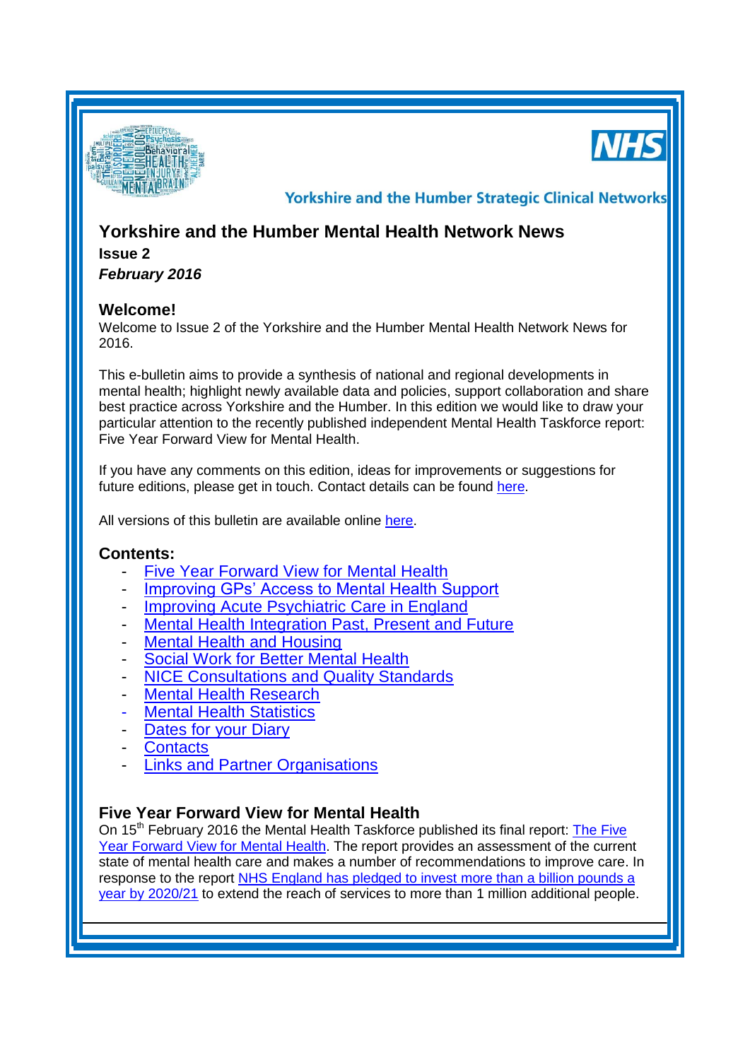Yorkshire and the Humber Strategic Clinical Networks

# Yorkshire and the Humber Mental Health Network News

**Issue 2**

***February 2016***

## Welcome!

Welcome to Issue 2 of the Yorkshire and the Humber Mental Health Network News for 2016.

This e-bulletin aims to provide a synthesis of national and regional developments in mental health; highlight newly available data and policies, support collaboration and share best practice across Yorkshire and the Humber. In this edition we would like to draw your particular attention to the recently published independent Mental Health Taskforce report: Five Year Forward View for Mental Health.

If you have any comments on this edition, ideas for improvements or suggestions for future editions, please get in touch. Contact details can be found here.

All versions of this bulletin are available online here.

## Contents:

- Five Year Forward View for Mental Health
- Improving GPs' Access to Mental Health Support
- Improving Acute Psychiatric Care in England
- Mental Health Integration Past, Present and Future
- Mental Health and Housing
- Social Work for Better Mental Health
- NICE Consultations and Quality Standards
- Mental Health Research
- Mental Health Statistics
- Dates for your Diary
- Contacts
- Links and Partner Organisations

## Five Year Forward View for Mental Health

On 15th February 2016 the Mental Health Taskforce published its final report: The Five Year Forward View for Mental Health. The report provides an assessment of the current state of mental health care and makes a number of recommendations to improve care. In response to the report NHS England has pledged to invest more than a billion pounds a year by 2020/21 to extend the reach of services to more than 1 million additional people.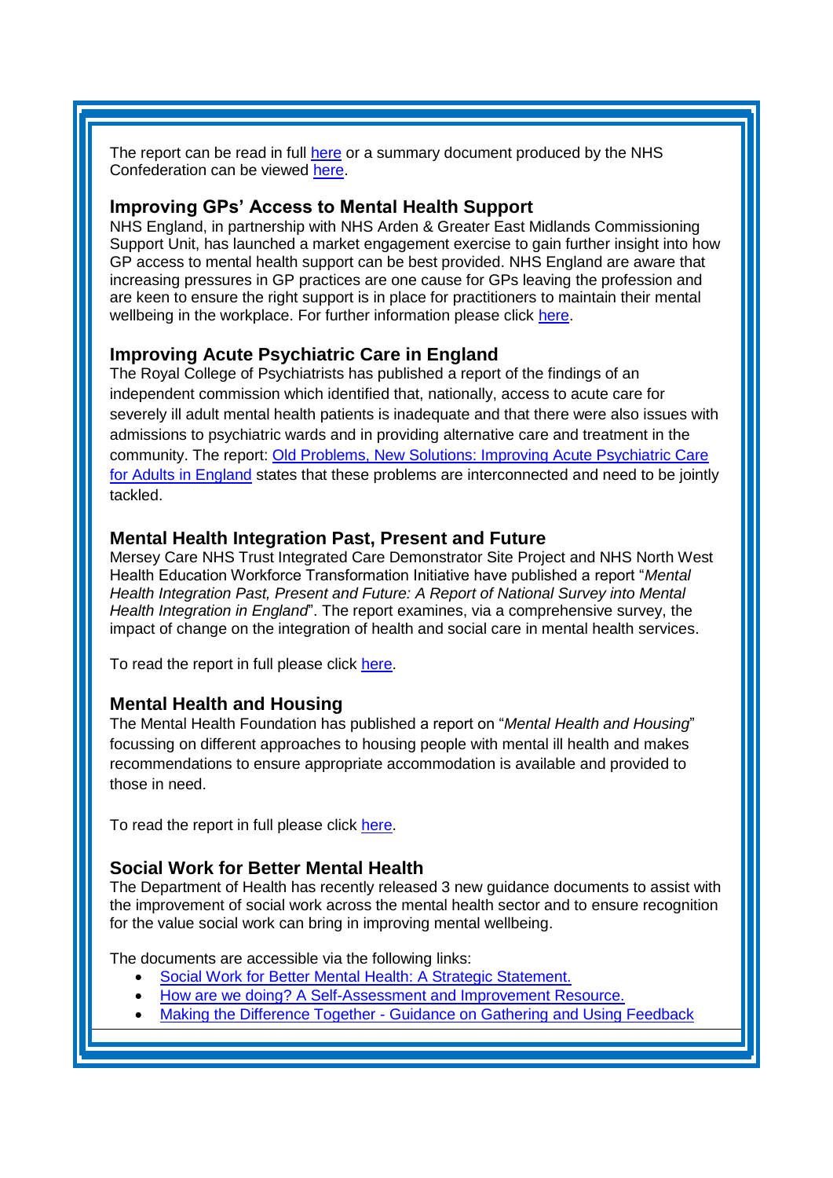The report can be read in full here or a summary document produced by the NHS Confederation can be viewed here.

### Improving GPs' Access to Mental Health Support

NHS England, in partnership with NHS Arden & Greater East Midlands Commissioning Support Unit, has launched a market engagement exercise to gain further insight into how GP access to mental health support can be best provided. NHS England are aware that increasing pressures in GP practices are one cause for GPs leaving the profession and are keen to ensure the right support is in place for practitioners to maintain their mental wellbeing in the workplace. For further information please click here.

### Improving Acute Psychiatric Care in England

The Royal College of Psychiatrists has published a report of the findings of an independent commission which identified that, nationally, access to acute care for severely ill adult mental health patients is inadequate and that there were also issues with admissions to psychiatric wards and in providing alternative care and treatment in the community. The report: Old Problems, New Solutions: Improving Acute Psychiatric Care for Adults in England states that these problems are interconnected and need to be jointly tackled.

### Mental Health Integration Past, Present and Future

Mersey Care NHS Trust Integrated Care Demonstrator Site Project and NHS North West Health Education Workforce Transformation Initiative have published a report "*Mental Health Integration Past, Present and Future: A Report of National Survey into Mental Health Integration in England*". The report examines, via a comprehensive survey, the impact of change on the integration of health and social care in mental health services.

To read the report in full please click here.

### Mental Health and Housing

The Mental Health Foundation has published a report on "*Mental Health and Housing*" focussing on different approaches to housing people with mental ill health and makes recommendations to ensure appropriate accommodation is available and provided to those in need.

To read the report in full please click here.

### Social Work for Better Mental Health

The Department of Health has recently released 3 new guidance documents to assist with the improvement of social work across the mental health sector and to ensure recognition for the value social work can bring in improving mental wellbeing.

The documents are accessible via the following links:

- Social Work for Better Mental Health: A Strategic Statement.
- How are we doing? A Self-Assessment and Improvement Resource.
- Making the Difference Together - Guidance on Gathering and Using Feedback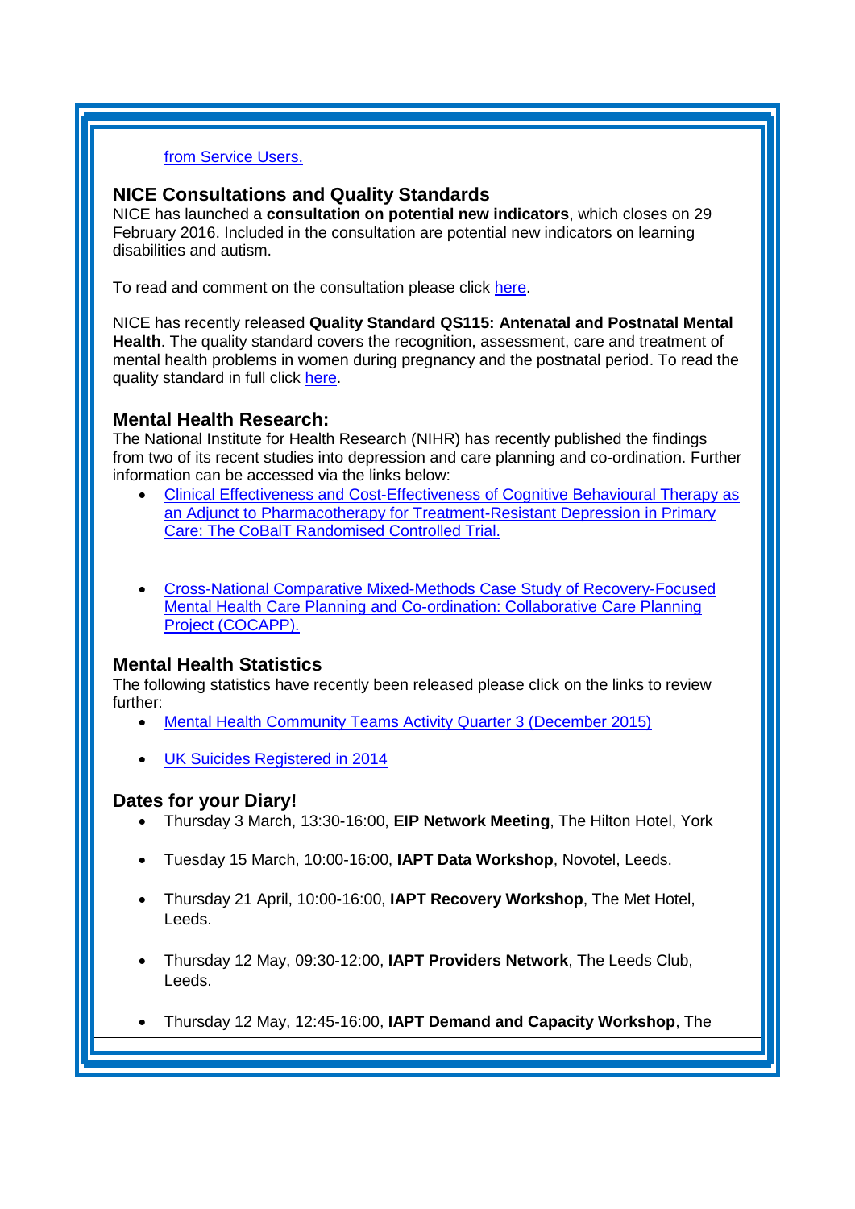[from Service Users.]()

## NICE Consultations and Quality Standards

NICE has launched a **consultation on potential new indicators**, which closes on 29 February 2016. Included in the consultation are potential new indicators on learning disabilities and autism.

To read and comment on the consultation please click [here]().

NICE has recently released **Quality Standard QS115: Antenatal and Postnatal Mental Health**. The quality standard covers the recognition, assessment, care and treatment of mental health problems in women during pregnancy and the postnatal period. To read the quality standard in full click [here]().

## Mental Health Research:

The National Institute for Health Research (NIHR) has recently published the findings from two of its recent studies into depression and care planning and co-ordination. Further information can be accessed via the links below:

- [Clinical Effectiveness and Cost-Effectiveness of Cognitive Behavioural Therapy as an Adjunct to Pharmacotherapy for Treatment-Resistant Depression in Primary Care: The CoBalT Randomised Controlled Trial.]()
- [Cross-National Comparative Mixed-Methods Case Study of Recovery-Focused Mental Health Care Planning and Co-ordination: Collaborative Care Planning Project (COCAPP).]()

## Mental Health Statistics

The following statistics have recently been released please click on the links to review further:

- [Mental Health Community Teams Activity Quarter 3 (December 2015)]()
- [UK Suicides Registered in 2014]()

## Dates for your Diary!

- Thursday 3 March, 13:30-16:00, **EIP Network Meeting**, The Hilton Hotel, York
- Tuesday 15 March, 10:00-16:00, **IAPT Data Workshop**, Novotel, Leeds.
- Thursday 21 April, 10:00-16:00, **IAPT Recovery Workshop**, The Met Hotel, Leeds.
- Thursday 12 May, 09:30-12:00, **IAPT Providers Network**, The Leeds Club, Leeds.
- Thursday 12 May, 12:45-16:00, **IAPT Demand and Capacity Workshop**, The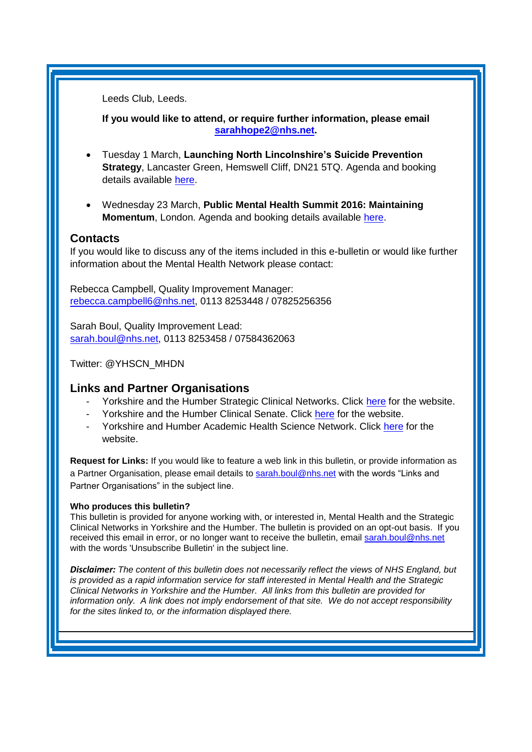Leeds Club, Leeds.

**If you would like to attend, or require further information, please email sarahhope2@nhs.net.**

- Tuesday 1 March, **Launching North Lincolnshire's Suicide Prevention Strategy**, Lancaster Green, Hemswell Cliff, DN21 5TQ. Agenda and booking details available here.

- Wednesday 23 March, **Public Mental Health Summit 2016: Maintaining Momentum**, London. Agenda and booking details available here.

## Contacts

If you would like to discuss any of the items included in this e-bulletin or would like further information about the Mental Health Network please contact:

Rebecca Campbell, Quality Improvement Manager:
rebecca.campbell6@nhs.net, 0113 8253448 / 07825256356

Sarah Boul, Quality Improvement Lead:
sarah.boul@nhs.net, 0113 8253458 / 07584362063

Twitter: @YHSCN_MHDN

## Links and Partner Organisations

- Yorkshire and the Humber Strategic Clinical Networks. Click here for the website.
- Yorkshire and the Humber Clinical Senate. Click here for the website.
- Yorkshire and Humber Academic Health Science Network. Click here for the website.

**Request for Links:** If you would like to feature a web link in this bulletin, or provide information as a Partner Organisation, please email details to sarah.boul@nhs.net with the words "Links and Partner Organisations" in the subject line.

**Who produces this bulletin?**
This bulletin is provided for anyone working with, or interested in, Mental Health and the Strategic Clinical Networks in Yorkshire and the Humber. The bulletin is provided on an opt-out basis. If you received this email in error, or no longer want to receive the bulletin, email sarah.boul@nhs.net with the words 'Unsubscribe Bulletin' in the subject line.

***Disclaimer:*** *The content of this bulletin does not necessarily reflect the views of NHS England, but is provided as a rapid information service for staff interested in Mental Health and the Strategic Clinical Networks in Yorkshire and the Humber. All links from this bulletin are provided for information only. A link does not imply endorsement of that site. We do not accept responsibility for the sites linked to, or the information displayed there.*